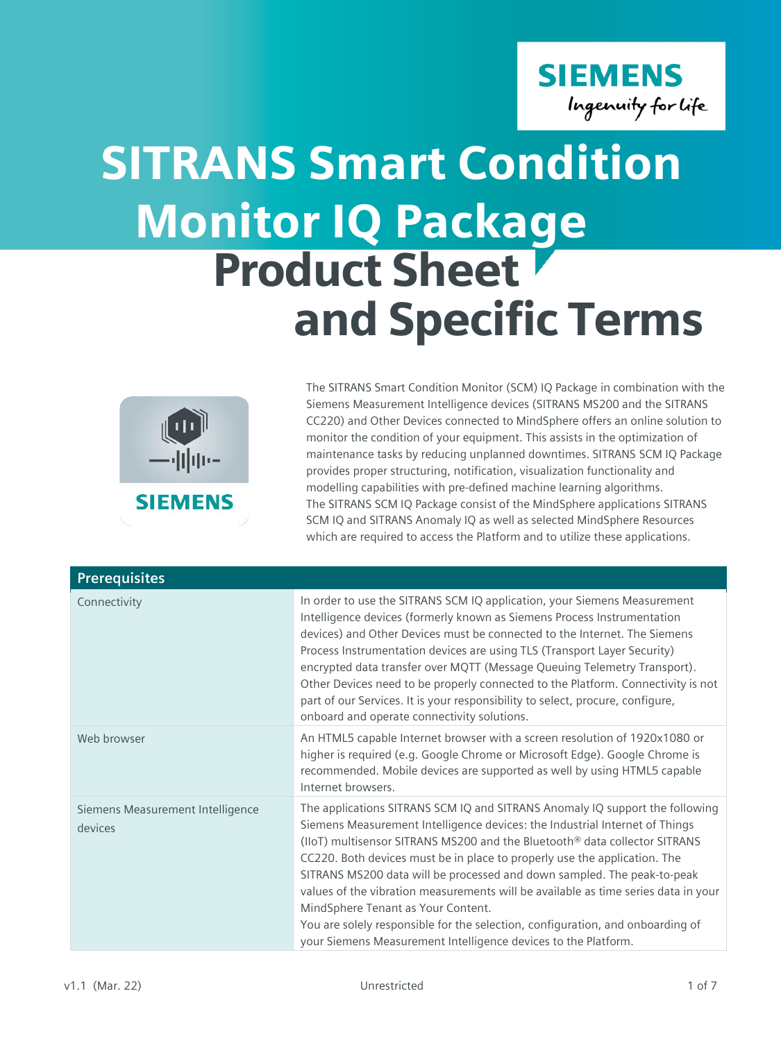# SITRANS Smart Condition Monitor IQ Package

# Product Sheet and Specific Terms

The SITRANS Smart Condition Monitor (SCM) IQ Package in combination with the Siemens Measurement Intelligence devices (SITRANS MS200 and the SITRANS CC220) and Other Devices connected to MindSphere offers an online solution to monitor the condition of your equipment. This assists in the optimization of maintenance tasks by reducing unplanned downtimes. SITRANS SCM IQ Package provides proper structuring, notification, visualization functionality and modelling capabilities with pre-defined machine learning algorithms.
The SITRANS SCM IQ Package consist of the MindSphere applications SITRANS SCM IQ and SITRANS Anomaly IQ as well as selected MindSphere Resources which are required to access the Platform and to utilize these applications.

| Prerequisites | |
|---|---|
| Connectivity | In order to use the SITRANS SCM IQ application, your Siemens Measurement Intelligence devices (formerly known as Siemens Process Instrumentation devices) and Other Devices must be connected to the Internet. The Siemens Process Instrumentation devices are using TLS (Transport Layer Security) encrypted data transfer over MQTT (Message Queuing Telemetry Transport). Other Devices need to be properly connected to the Platform. Connectivity is not part of our Services. It is your responsibility to select, procure, configure, onboard and operate connectivity solutions. |
| Web browser | An HTML5 capable Internet browser with a screen resolution of 1920x1080 or higher is required (e.g. Google Chrome or Microsoft Edge). Google Chrome is recommended. Mobile devices are supported as well by using HTML5 capable Internet browsers. |
| Siemens Measurement Intelligence devices | The applications SITRANS SCM IQ and SITRANS Anomaly IQ support the following Siemens Measurement Intelligence devices: the Industrial Internet of Things (IIoT) multisensor SITRANS MS200 and the Bluetooth® data collector SITRANS CC220. Both devices must be in place to properly use the application. The SITRANS MS200 data will be processed and down sampled. The peak-to-peak values of the vibration measurements will be available as time series data in your MindSphere Tenant as Your Content.<br>You are solely responsible for the selection, configuration, and onboarding of your Siemens Measurement Intelligence devices to the Platform. |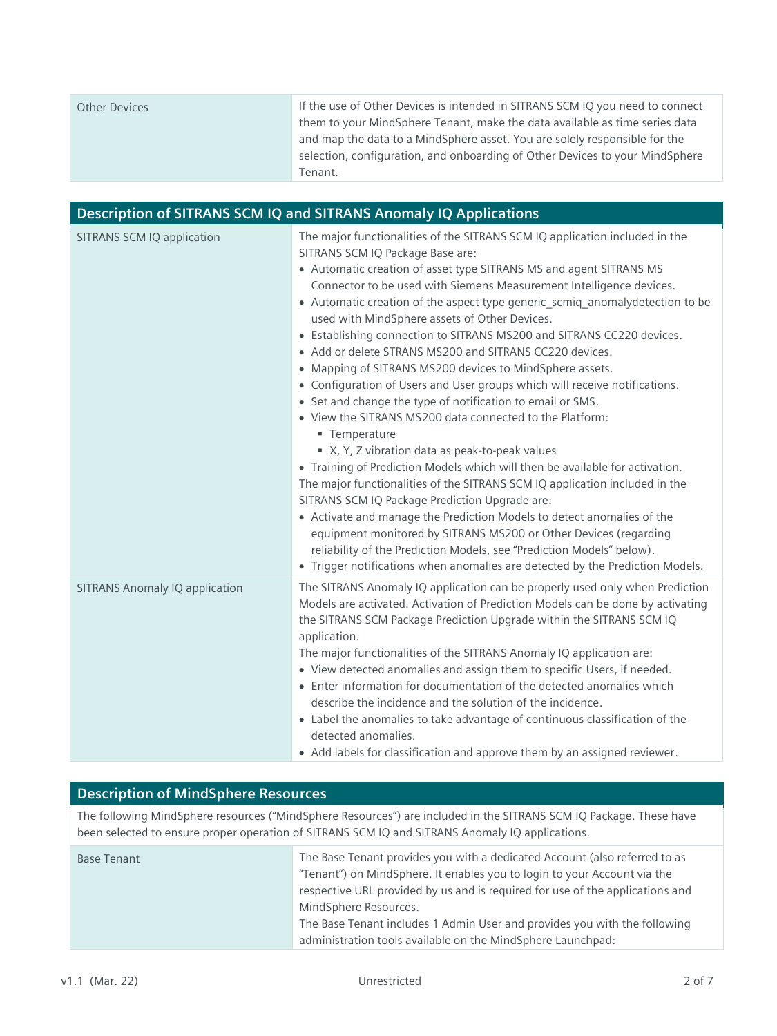| | |
|---|---|
| Other Devices | If the use of Other Devices is intended in SITRANS SCM IQ you need to connect them to your MindSphere Tenant, make the data available as time series data and map the data to a MindSphere asset. You are solely responsible for the selection, configuration, and onboarding of Other Devices to your MindSphere Tenant. |

## Description of SITRANS SCM IQ and SITRANS Anomaly IQ Applications

| | |
|---|---|
| SITRANS SCM IQ application | The major functionalities of the SITRANS SCM IQ application included in the SITRANS SCM IQ Package Base are:<br>• Automatic creation of asset type SITRANS MS and agent SITRANS MS Connector to be used with Siemens Measurement Intelligence devices.<br>• Automatic creation of the aspect type generic_scmiq_anomalydetection to be used with MindSphere assets of Other Devices.<br>• Establishing connection to SITRANS MS200 and SITRANS CC220 devices.<br>• Add or delete STRANS MS200 and SITRANS CC220 devices.<br>• Mapping of SITRANS MS200 devices to MindSphere assets.<br>• Configuration of Users and User groups which will receive notifications.<br>• Set and change the type of notification to email or SMS.<br>• View the SITRANS MS200 data connected to the Platform:<br>&nbsp;&nbsp;▪ Temperature<br>&nbsp;&nbsp;▪ X, Y, Z vibration data as peak-to-peak values<br>• Training of Prediction Models which will then be available for activation.<br>The major functionalities of the SITRANS SCM IQ application included in the SITRANS SCM IQ Package Prediction Upgrade are:<br>• Activate and manage the Prediction Models to detect anomalies of the equipment monitored by SITRANS MS200 or Other Devices (regarding reliability of the Prediction Models, see "Prediction Models" below).<br>• Trigger notifications when anomalies are detected by the Prediction Models. |
| SITRANS Anomaly IQ application | The SITRANS Anomaly IQ application can be properly used only when Prediction Models are activated. Activation of Prediction Models can be done by activating the SITRANS SCM Package Prediction Upgrade within the SITRANS SCM IQ application.<br>The major functionalities of the SITRANS Anomaly IQ application are:<br>• View detected anomalies and assign them to specific Users, if needed.<br>• Enter information for documentation of the detected anomalies which describe the incidence and the solution of the incidence.<br>• Label the anomalies to take advantage of continuous classification of the detected anomalies.<br>• Add labels for classification and approve them by an assigned reviewer. |

## Description of MindSphere Resources

The following MindSphere resources ("MindSphere Resources") are included in the SITRANS SCM IQ Package. These have been selected to ensure proper operation of SITRANS SCM IQ and SITRANS Anomaly IQ applications.

| | |
|---|---|
| Base Tenant | The Base Tenant provides you with a dedicated Account (also referred to as "Tenant") on MindSphere. It enables you to login to your Account via the respective URL provided by us and is required for use of the applications and MindSphere Resources.<br>The Base Tenant includes 1 Admin User and provides you with the following administration tools available on the MindSphere Launchpad: |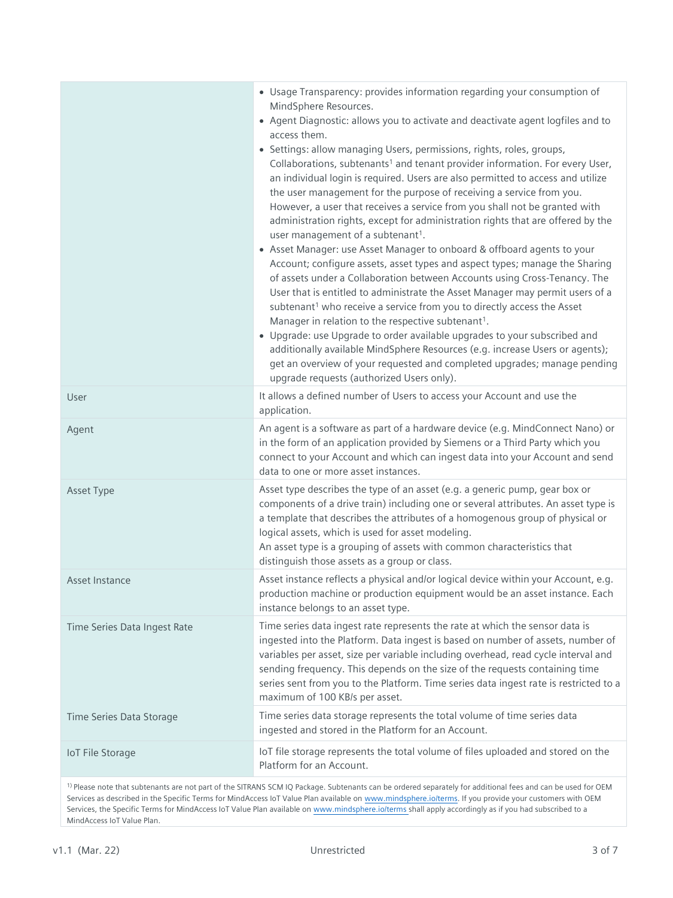| | |
|---|---|
| | • Usage Transparency: provides information regarding your consumption of MindSphere Resources.<br>• Agent Diagnostic: allows you to activate and deactivate agent logfiles and to access them.<br>• Settings: allow managing Users, permissions, rights, roles, groups, Collaborations, subtenants[1] and tenant provider information. For every User, an individual login is required. Users are also permitted to access and utilize the user management for the purpose of receiving a service from you. However, a user that receives a service from you shall not be granted with administration rights, except for administration rights that are offered by the user management of a subtenant[1].<br>• Asset Manager: use Asset Manager to onboard & offboard agents to your Account; configure assets, asset types and aspect types; manage the Sharing of assets under a Collaboration between Accounts using Cross-Tenancy. The User that is entitled to administrate the Asset Manager may permit users of a subtenant[1] who receive a service from you to directly access the Asset Manager in relation to the respective subtenant[1].<br>• Upgrade: use Upgrade to order available upgrades to your subscribed and additionally available MindSphere Resources (e.g. increase Users or agents); get an overview of your requested and completed upgrades; manage pending upgrade requests (authorized Users only). |
| User | It allows a defined number of Users to access your Account and use the application. |
| Agent | An agent is a software as part of a hardware device (e.g. MindConnect Nano) or in the form of an application provided by Siemens or a Third Party which you connect to your Account and which can ingest data into your Account and send data to one or more asset instances. |
| Asset Type | Asset type describes the type of an asset (e.g. a generic pump, gear box or components of a drive train) including one or several attributes. An asset type is a template that describes the attributes of a homogenous group of physical or logical assets, which is used for asset modeling.<br>An asset type is a grouping of assets with common characteristics that distinguish those assets as a group or class. |
| Asset Instance | Asset instance reflects a physical and/or logical device within your Account, e.g. production machine or production equipment would be an asset instance. Each instance belongs to an asset type. |
| Time Series Data Ingest Rate | Time series data ingest rate represents the rate at which the sensor data is ingested into the Platform. Data ingest is based on number of assets, number of variables per asset, size per variable including overhead, read cycle interval and sending frequency. This depends on the size of the requests containing time series sent from you to the Platform. Time series data ingest rate is restricted to a maximum of 100 KB/s per asset. |
| Time Series Data Storage | Time series data storage represents the total volume of time series data ingested and stored in the Platform for an Account. |
| IoT File Storage | IoT file storage represents the total volume of files uploaded and stored on the Platform for an Account. |

[1] Please note that subtenants are not part of the SITRANS SCM IQ Package. Subtenants can be ordered separately for additional fees and can be used for OEM Services as described in the Specific Terms for MindAccess IoT Value Plan available on www.mindsphere.io/terms. If you provide your customers with OEM Services, the Specific Terms for MindAccess IoT Value Plan available on www.mindsphere.io/terms shall apply accordingly as if you had subscribed to a MindAccess IoT Value Plan.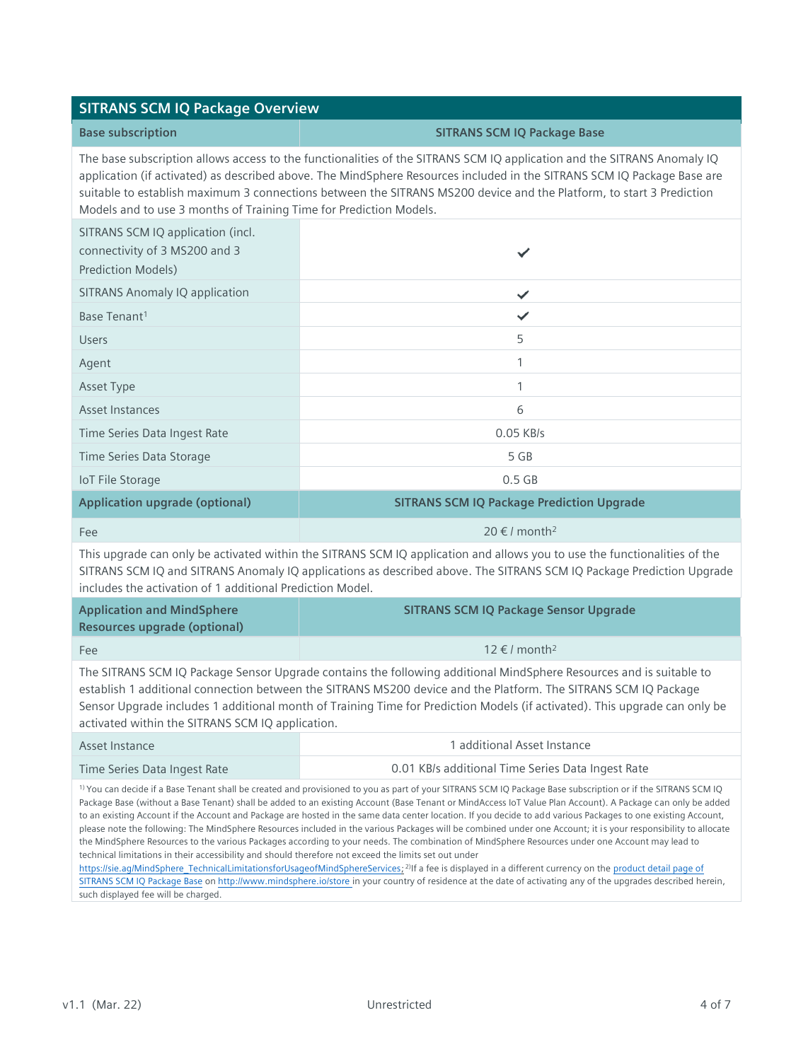| SITRANS SCM IQ Package Overview | |
|---|---|
| **Base subscription** | **SITRANS SCM IQ Package Base** |
| The base subscription allows access to the functionalities of the SITRANS SCM IQ application and the SITRANS Anomaly IQ application (if activated) as described above. The MindSphere Resources included in the SITRANS SCM IQ Package Base are suitable to establish maximum 3 connections between the SITRANS MS200 device and the Platform, to start 3 Prediction Models and to use 3 months of Training Time for Prediction Models. | |
| SITRANS SCM IQ application (incl. connectivity of 3 MS200 and 3 Prediction Models) | ✓ |
| SITRANS Anomaly IQ application | ✓ |
| Base Tenant[1] | ✓ |
| Users | 5 |
| Agent | 1 |
| Asset Type | 1 |
| Asset Instances | 6 |
| Time Series Data Ingest Rate | 0.05 KB/s |
| Time Series Data Storage | 5 GB |
| IoT File Storage | 0.5 GB |
| **Application upgrade (optional)** | **SITRANS SCM IQ Package Prediction Upgrade** |
| Fee | 20 € / month[2] |
| This upgrade can only be activated within the SITRANS SCM IQ application and allows you to use the functionalities of the SITRANS SCM IQ and SITRANS Anomaly IQ applications as described above. The SITRANS SCM IQ Package Prediction Upgrade includes the activation of 1 additional Prediction Model. | |
| **Application and MindSphere Resources upgrade (optional)** | **SITRANS SCM IQ Package Sensor Upgrade** |
| Fee | 12 € / month[2] |
| The SITRANS SCM IQ Package Sensor Upgrade contains the following additional MindSphere Resources and is suitable to establish 1 additional connection between the SITRANS MS200 device and the Platform. The SITRANS SCM IQ Package Sensor Upgrade includes 1 additional month of Training Time for Prediction Models (if activated). This upgrade can only be activated within the SITRANS SCM IQ application. | |
| Asset Instance | 1 additional Asset Instance |
| Time Series Data Ingest Rate | 0.01 KB/s additional Time Series Data Ingest Rate |

[1]) You can decide if a Base Tenant shall be created and provisioned to you as part of your SITRANS SCM IQ Package Base subscription or if the SITRANS SCM IQ Package Base (without a Base Tenant) shall be added to an existing Account (Base Tenant or MindAccess IoT Value Plan Account). A Package can only be added to an existing Account if the Account and Package are hosted in the same data center location. If you decide to add various Packages to one existing Account, please note the following: The MindSphere Resources included in the various Packages will be combined under one Account; it is your responsibility to allocate the MindSphere Resources to the various Packages according to your needs. The combination of MindSphere Resources under one Account may lead to technical limitations in their accessibility and should therefore not exceed the limits set out under https://sie.ag/MindSphere_TechnicalLimitationsforUsageofMindSphereServices; [2])If a fee is displayed in a different currency on the product detail page of SITRANS SCM IQ Package Base on http://www.mindsphere.io/store in your country of residence at the date of activating any of the upgrades described herein, such displayed fee will be charged.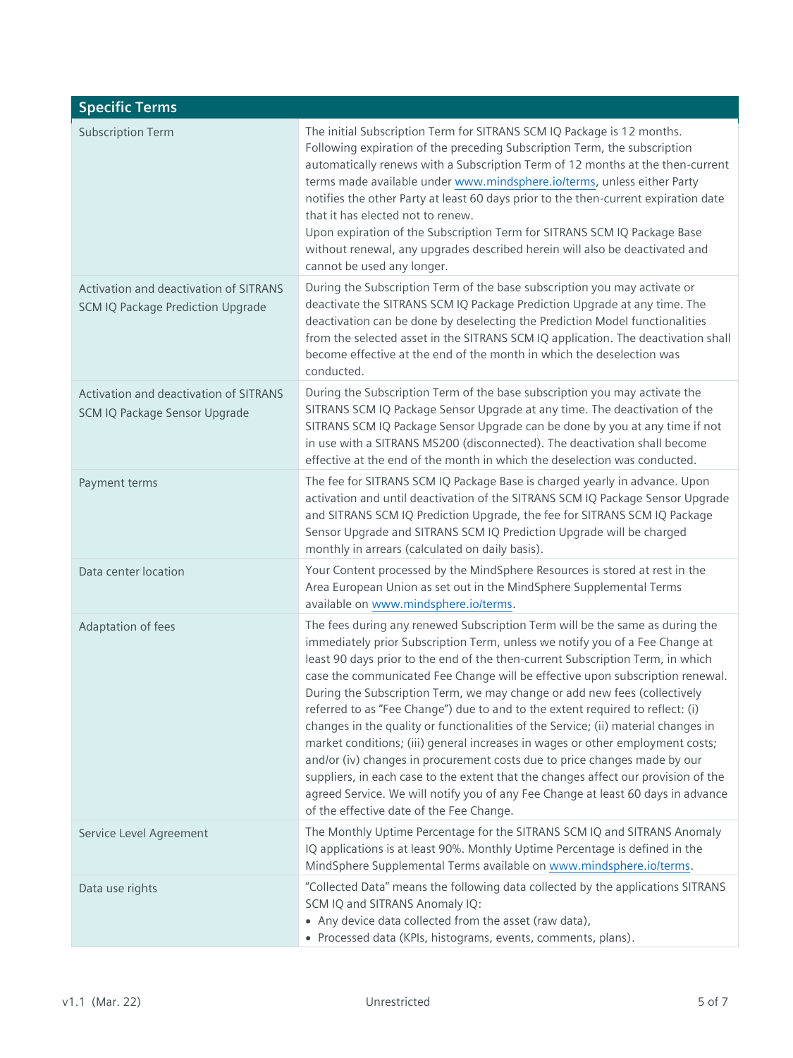| Specific Terms | |
|---|---|
| Subscription Term | The initial Subscription Term for SITRANS SCM IQ Package is 12 months. Following expiration of the preceding Subscription Term, the subscription automatically renews with a Subscription Term of 12 months at the then-current terms made available under www.mindsphere.io/terms, unless either Party notifies the other Party at least 60 days prior to the then-current expiration date that it has elected not to renew.<br>Upon expiration of the Subscription Term for SITRANS SCM IQ Package Base without renewal, any upgrades described herein will also be deactivated and cannot be used any longer. |
| Activation and deactivation of SITRANS SCM IQ Package Prediction Upgrade | During the Subscription Term of the base subscription you may activate or deactivate the SITRANS SCM IQ Package Prediction Upgrade at any time. The deactivation can be done by deselecting the Prediction Model functionalities from the selected asset in the SITRANS SCM IQ application. The deactivation shall become effective at the end of the month in which the deselection was conducted. |
| Activation and deactivation of SITRANS SCM IQ Package Sensor Upgrade | During the Subscription Term of the base subscription you may activate the SITRANS SCM IQ Package Sensor Upgrade at any time. The deactivation of the SITRANS SCM IQ Package Sensor Upgrade can be done by you at any time if not in use with a SITRANS MS200 (disconnected). The deactivation shall become effective at the end of the month in which the deselection was conducted. |
| Payment terms | The fee for SITRANS SCM IQ Package Base is charged yearly in advance. Upon activation and until deactivation of the SITRANS SCM IQ Package Sensor Upgrade and SITRANS SCM IQ Prediction Upgrade, the fee for SITRANS SCM IQ Package Sensor Upgrade and SITRANS SCM IQ Prediction Upgrade will be charged monthly in arrears (calculated on daily basis). |
| Data center location | Your Content processed by the MindSphere Resources is stored at rest in the Area European Union as set out in the MindSphere Supplemental Terms available on www.mindsphere.io/terms. |
| Adaptation of fees | The fees during any renewed Subscription Term will be the same as during the immediately prior Subscription Term, unless we notify you of a Fee Change at least 90 days prior to the end of the then-current Subscription Term, in which case the communicated Fee Change will be effective upon subscription renewal. During the Subscription Term, we may change or add new fees (collectively referred to as "Fee Change") due to and to the extent required to reflect: (i) changes in the quality or functionalities of the Service; (ii) material changes in market conditions; (iii) general increases in wages or other employment costs; and/or (iv) changes in procurement costs due to price changes made by our suppliers, in each case to the extent that the changes affect our provision of the agreed Service. We will notify you of any Fee Change at least 60 days in advance of the effective date of the Fee Change. |
| Service Level Agreement | The Monthly Uptime Percentage for the SITRANS SCM IQ and SITRANS Anomaly IQ applications is at least 90%. Monthly Uptime Percentage is defined in the MindSphere Supplemental Terms available on www.mindsphere.io/terms. |
| Data use rights | "Collected Data" means the following data collected by the applications SITRANS SCM IQ and SITRANS Anomaly IQ:<br>• Any device data collected from the asset (raw data),<br>• Processed data (KPIs, histograms, events, comments, plans). |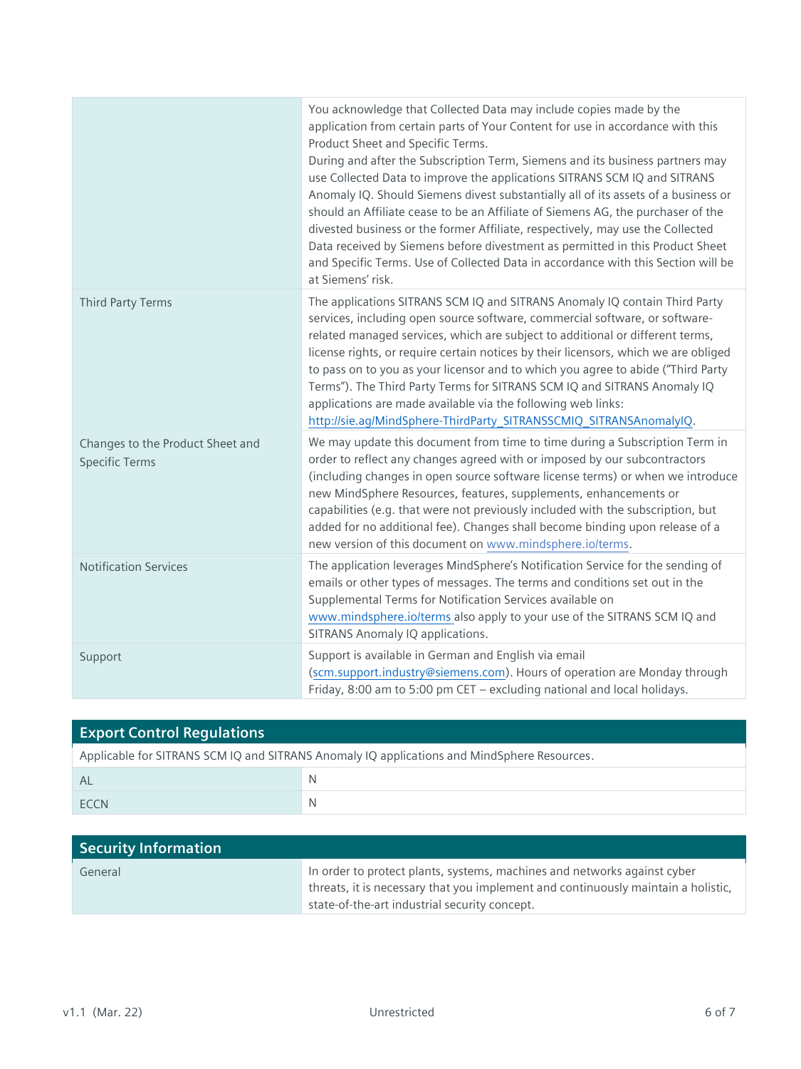| | |
|---|---|
| | You acknowledge that Collected Data may include copies made by the application from certain parts of Your Content for use in accordance with this Product Sheet and Specific Terms.<br>During and after the Subscription Term, Siemens and its business partners may use Collected Data to improve the applications SITRANS SCM IQ and SITRANS Anomaly IQ. Should Siemens divest substantially all of its assets of a business or should an Affiliate cease to be an Affiliate of Siemens AG, the purchaser of the divested business or the former Affiliate, respectively, may use the Collected Data received by Siemens before divestment as permitted in this Product Sheet and Specific Terms. Use of Collected Data in accordance with this Section will be at Siemens' risk. |
| Third Party Terms | The applications SITRANS SCM IQ and SITRANS Anomaly IQ contain Third Party services, including open source software, commercial software, or software-related managed services, which are subject to additional or different terms, license rights, or require certain notices by their licensors, which we are obliged to pass on to you as your licensor and to which you agree to abide ("Third Party Terms"). The Third Party Terms for SITRANS SCM IQ and SITRANS Anomaly IQ applications are made available via the following web links: http://sie.ag/MindSphere-ThirdParty_SITRANSSCMIQ_SITRANSAnomalyIQ. |
| Changes to the Product Sheet and Specific Terms | We may update this document from time to time during a Subscription Term in order to reflect any changes agreed with or imposed by our subcontractors (including changes in open source software license terms) or when we introduce new MindSphere Resources, features, supplements, enhancements or capabilities (e.g. that were not previously included with the subscription, but added for no additional fee). Changes shall become binding upon release of a new version of this document on www.mindsphere.io/terms. |
| Notification Services | The application leverages MindSphere's Notification Service for the sending of emails or other types of messages. The terms and conditions set out in the Supplemental Terms for Notification Services available on www.mindsphere.io/terms also apply to your use of the SITRANS SCM IQ and SITRANS Anomaly IQ applications. |
| Support | Support is available in German and English via email (scm.support.industry@siemens.com). Hours of operation are Monday through Friday, 8:00 am to 5:00 pm CET – excluding national and local holidays. |

## Export Control Regulations

Applicable for SITRANS SCM IQ and SITRANS Anomaly IQ applications and MindSphere Resources.

| | |
|---|---|
| AL | N |
| ECCN | N |

## Security Information

| | |
|---|---|
| General | In order to protect plants, systems, machines and networks against cyber threats, it is necessary that you implement and continuously maintain a holistic, state-of-the-art industrial security concept. |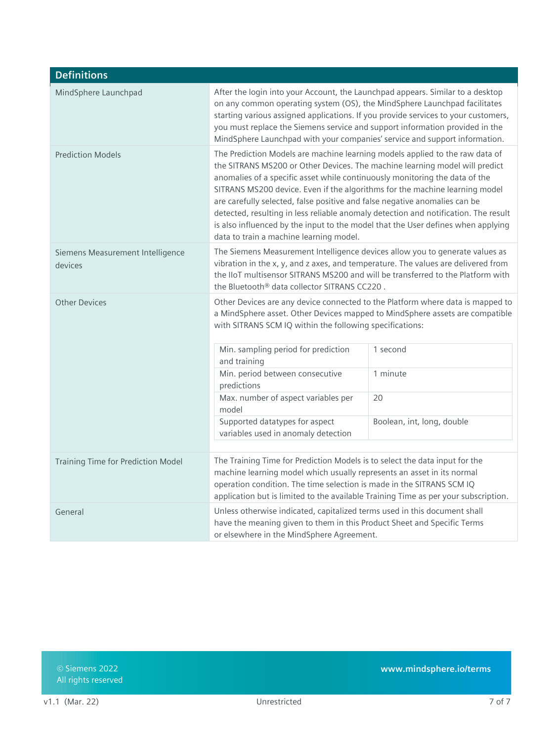## Definitions

| | |
|---|---|
| MindSphere Launchpad | After the login into your Account, the Launchpad appears. Similar to a desktop on any common operating system (OS), the MindSphere Launchpad facilitates starting various assigned applications. If you provide services to your customers, you must replace the Siemens service and support information provided in the MindSphere Launchpad with your companies' service and support information. |
| Prediction Models | The Prediction Models are machine learning models applied to the raw data of the SITRANS MS200 or Other Devices. The machine learning model will predict anomalies of a specific asset while continuously monitoring the data of the SITRANS MS200 device. Even if the algorithms for the machine learning model are carefully selected, false positive and false negative anomalies can be detected, resulting in less reliable anomaly detection and notification. The result is also influenced by the input to the model that the User defines when applying data to train a machine learning model. |
| Siemens Measurement Intelligence devices | The Siemens Measurement Intelligence devices allow you to generate values as vibration in the x, y, and z axes, and temperature. The values are delivered from the IIoT multisensor SITRANS MS200 and will be transferred to the Platform with the Bluetooth® data collector SITRANS CC220 . |
| Other Devices | Other Devices are any device connected to the Platform where data is mapped to a MindSphere asset. Other Devices mapped to MindSphere assets are compatible with SITRANS SCM IQ within the following specifications:<br><br>Min. sampling period for prediction and training: 1 second<br>Min. period between consecutive predictions: 1 minute<br>Max. number of aspect variables per model: 20<br>Supported datatypes for aspect variables used in anomaly detection: Boolean, int, long, double |
| Training Time for Prediction Model | The Training Time for Prediction Models is to select the data input for the machine learning model which usually represents an asset in its normal operation condition. The time selection is made in the SITRANS SCM IQ application but is limited to the available Training Time as per your subscription. |
| General | Unless otherwise indicated, capitalized terms used in this document shall have the meaning given to them in this Product Sheet and Specific Terms or elsewhere in the MindSphere Agreement. |

© Siemens 2022
All rights reserved

www.mindsphere.io/terms

v1.1 (Mar. 22) Unrestricted